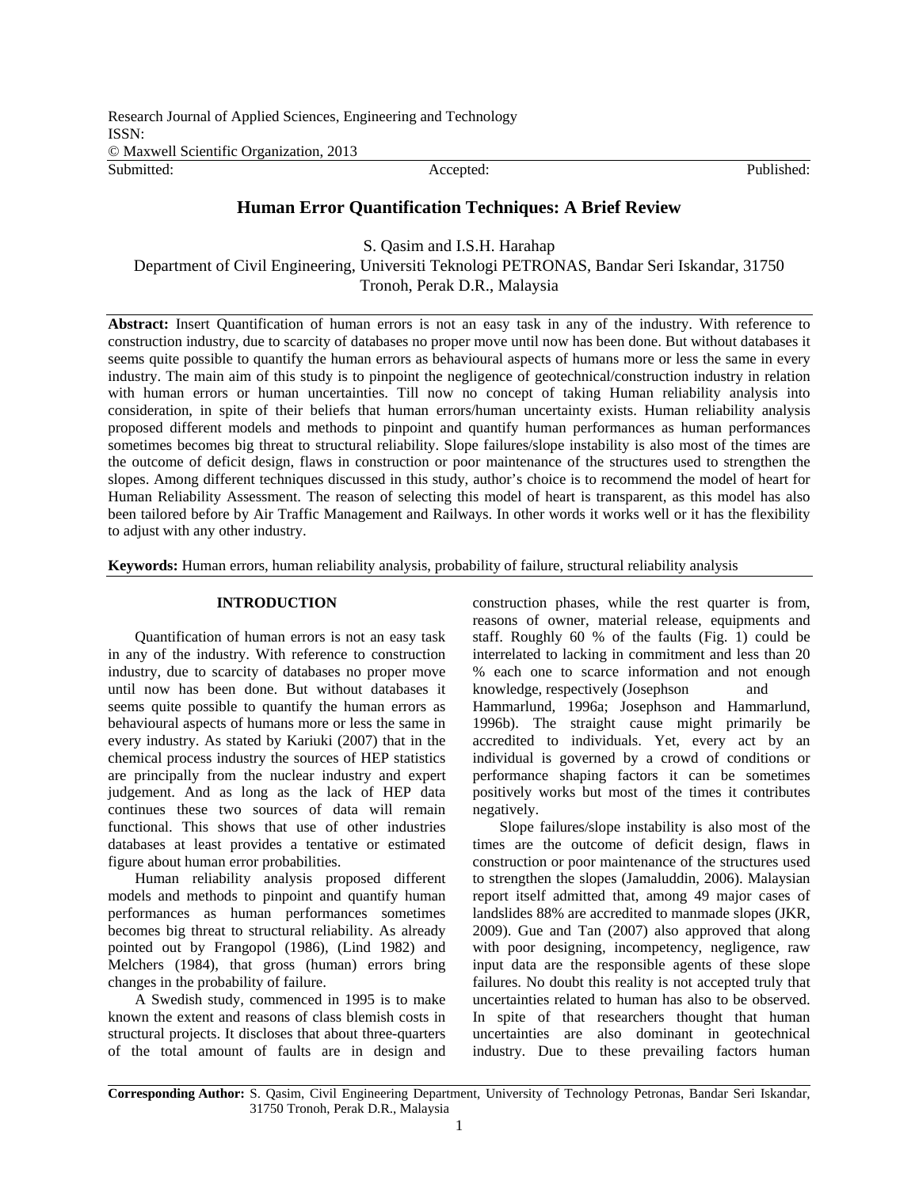Research Journal of Applied Sciences, Engineering and Technology
ISSN:
© Maxwell Scientific Organization, 2013
Submitted: Accepted: Published:

# Human Error Quantification Techniques: A Brief Review

S. Qasim and I.S.H. Harahap
Department of Civil Engineering, Universiti Teknologi PETRONAS, Bandar Seri Iskandar, 31750 Tronoh, Perak D.R., Malaysia

**Abstract:** Insert Quantification of human errors is not an easy task in any of the industry. With reference to construction industry, due to scarcity of databases no proper move until now has been done. But without databases it seems quite possible to quantify the human errors as behavioural aspects of humans more or less the same in every industry. The main aim of this study is to pinpoint the negligence of geotechnical/construction industry in relation with human errors or human uncertainties. Till now no concept of taking Human reliability analysis into consideration, in spite of their beliefs that human errors/human uncertainty exists. Human reliability analysis proposed different models and methods to pinpoint and quantify human performances as human performances sometimes becomes big threat to structural reliability. Slope failures/slope instability is also most of the times are the outcome of deficit design, flaws in construction or poor maintenance of the structures used to strengthen the slopes. Among different techniques discussed in this study, author's choice is to recommend the model of heart for Human Reliability Assessment. The reason of selecting this model of heart is transparent, as this model has also been tailored before by Air Traffic Management and Railways. In other words it works well or it has the flexibility to adjust with any other industry.

**Keywords:** Human errors, human reliability analysis, probability of failure, structural reliability analysis

## INTRODUCTION

Quantification of human errors is not an easy task in any of the industry. With reference to construction industry, due to scarcity of databases no proper move until now has been done. But without databases it seems quite possible to quantify the human errors as behavioural aspects of humans more or less the same in every industry. As stated by Kariuki (2007) that in the chemical process industry the sources of HEP statistics are principally from the nuclear industry and expert judgement. And as long as the lack of HEP data continues these two sources of data will remain functional. This shows that use of other industries databases at least provides a tentative or estimated figure about human error probabilities.

Human reliability analysis proposed different models and methods to pinpoint and quantify human performances as human performances sometimes becomes big threat to structural reliability. As already pointed out by Frangopol (1986), (Lind 1982) and Melchers (1984), that gross (human) errors bring changes in the probability of failure.

A Swedish study, commenced in 1995 is to make known the extent and reasons of class blemish costs in structural projects. It discloses that about three-quarters of the total amount of faults are in design and construction phases, while the rest quarter is from, reasons of owner, material release, equipments and staff. Roughly 60 % of the faults (Fig. 1) could be interrelated to lacking in commitment and less than 20 % each one to scarce information and not enough knowledge, respectively (Josephson and Hammarlund, 1996a; Josephson and Hammarlund, 1996b). The straight cause might primarily be accredited to individuals. Yet, every act by an individual is governed by a crowd of conditions or performance shaping factors it can be sometimes positively works but most of the times it contributes negatively.

Slope failures/slope instability is also most of the times are the outcome of deficit design, flaws in construction or poor maintenance of the structures used to strengthen the slopes (Jamaluddin, 2006). Malaysian report itself admitted that, among 49 major cases of landslides 88% are accredited to manmade slopes (JKR, 2009). Gue and Tan (2007) also approved that along with poor designing, incompetency, negligence, raw input data are the responsible agents of these slope failures. No doubt this reality is not accepted truly that uncertainties related to human has also to be observed. In spite of that researchers thought that human uncertainties are also dominant in geotechnical industry. Due to these prevailing factors human

**Corresponding Author:** S. Qasim, Civil Engineering Department, University of Technology Petronas, Bandar Seri Iskandar, 31750 Tronoh, Perak D.R., Malaysia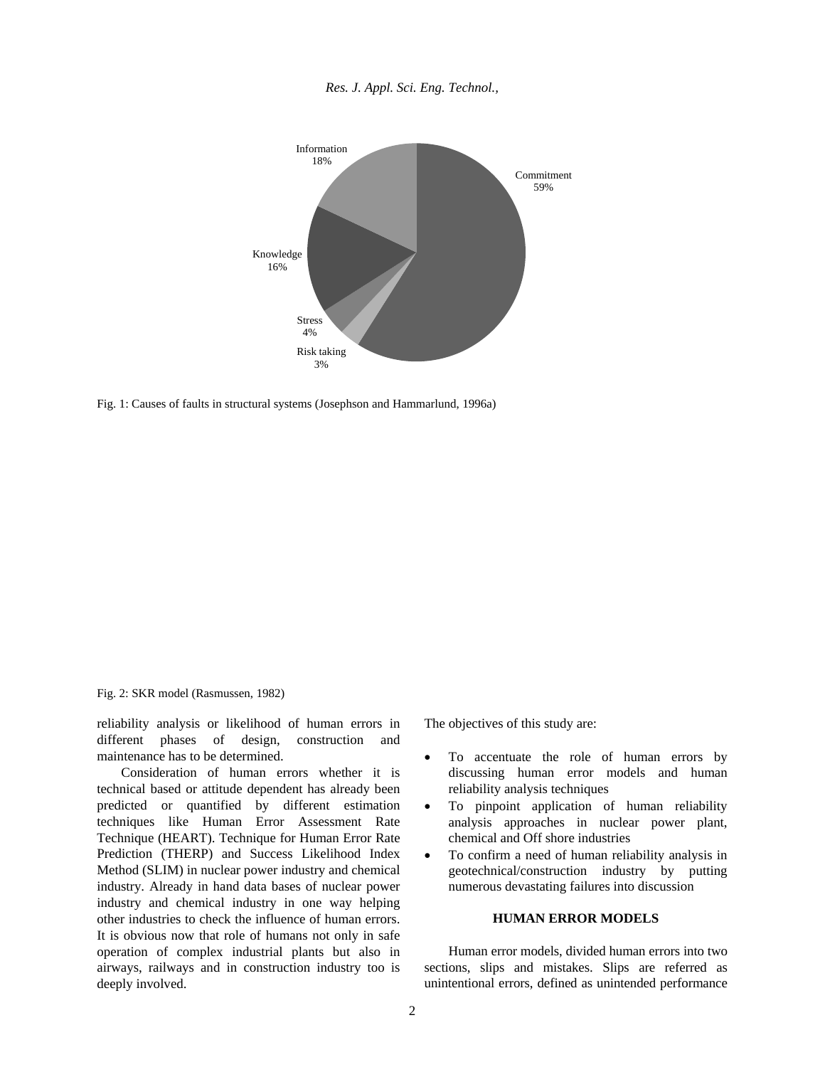Fig. 1: Causes of faults in structural systems (Josephson and Hammarlund, 1996a)

Fig. 2: SKR model (Rasmussen, 1982)

reliability analysis or likelihood of human errors in different phases of design, construction and maintenance has to be determined.

Consideration of human errors whether it is technical based or attitude dependent has already been predicted or quantified by different estimation techniques like Human Error Assessment Rate Technique (HEART). Technique for Human Error Rate Prediction (THERP) and Success Likelihood Index Method (SLIM) in nuclear power industry and chemical industry. Already in hand data bases of nuclear power industry and chemical industry in one way helping other industries to check the influence of human errors. It is obvious now that role of humans not only in safe operation of complex industrial plants but also in airways, railways and in construction industry too is deeply involved.

The objectives of this study are:

- To accentuate the role of human errors by discussing human error models and human reliability analysis techniques
- To pinpoint application of human reliability analysis approaches in nuclear power plant, chemical and Off shore industries
- To confirm a need of human reliability analysis in geotechnical/construction industry by putting numerous devastating failures into discussion

## HUMAN ERROR MODELS

Human error models, divided human errors into two sections, slips and mistakes. Slips are referred as unintentional errors, defined as unintended performance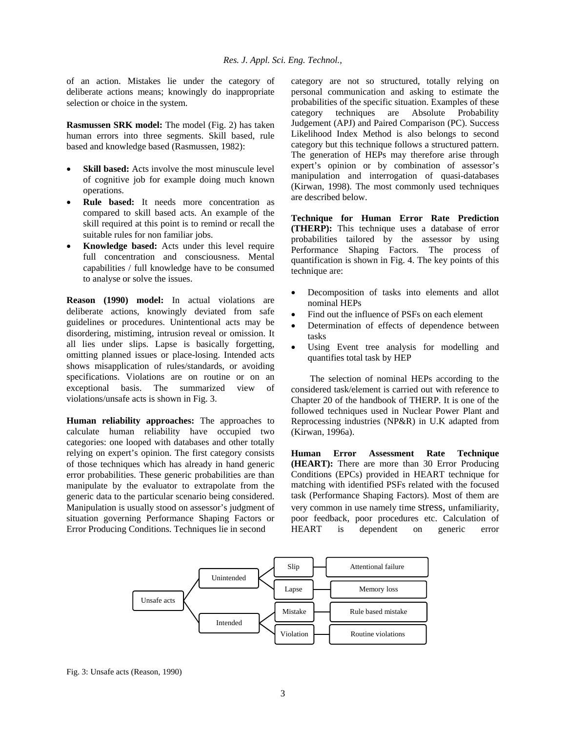of an action. Mistakes lie under the category of deliberate actions means; knowingly do inappropriate selection or choice in the system.

**Rasmussen SRK model:** The model (Fig. 2) has taken human errors into three segments. Skill based, rule based and knowledge based (Rasmussen, 1982):

- **Skill based:** Acts involve the most minuscule level of cognitive job for example doing much known operations.
- **Rule based:** It needs more concentration as compared to skill based acts. An example of the skill required at this point is to remind or recall the suitable rules for non familiar jobs.
- **Knowledge based:** Acts under this level require full concentration and consciousness. Mental capabilities / full knowledge have to be consumed to analyse or solve the issues.

**Reason (1990) model:** In actual violations are deliberate actions, knowingly deviated from safe guidelines or procedures. Unintentional acts may be disordering, mistiming, intrusion reveal or omission. It all lies under slips. Lapse is basically forgetting, omitting planned issues or place-losing. Intended acts shows misapplication of rules/standards, or avoiding specifications. Violations are on routine or on an exceptional basis. The summarized view of violations/unsafe acts is shown in Fig. 3.

**Human reliability approaches:** The approaches to calculate human reliability have occupied two categories: one looped with databases and other totally relying on expert's opinion. The first category consists of those techniques which has already in hand generic error probabilities. These generic probabilities are than manipulate by the evaluator to extrapolate from the generic data to the particular scenario being considered. Manipulation is usually stood on assessor's judgment of situation governing Performance Shaping Factors or Error Producing Conditions. Techniques lie in second category are not so structured, totally relying on personal communication and asking to estimate the probabilities of the specific situation. Examples of these category techniques are Absolute Probability Judgement (APJ) and Paired Comparison (PC). Success Likelihood Index Method is also belongs to second category but this technique follows a structured pattern. The generation of HEPs may therefore arise through expert's opinion or by combination of assessor's manipulation and interrogation of quasi-databases (Kirwan, 1998). The most commonly used techniques are described below.

**Technique for Human Error Rate Prediction (THERP):** This technique uses a database of error probabilities tailored by the assessor by using Performance Shaping Factors. The process of quantification is shown in Fig. 4. The key points of this technique are:

- Decomposition of tasks into elements and allot nominal HEPs
- Find out the influence of PSFs on each element
- Determination of effects of dependence between tasks
- Using Event tree analysis for modelling and quantifies total task by HEP

The selection of nominal HEPs according to the considered task/element is carried out with reference to Chapter 20 of the handbook of THERP. It is one of the followed techniques used in Nuclear Power Plant and Reprocessing industries (NP&R) in U.K adapted from (Kirwan, 1996a).

**Human Error Assessment Rate Technique (HEART):** There are more than 30 Error Producing Conditions (EPCs) provided in HEART technique for matching with identified PSFs related with the focused task (Performance Shaping Factors). Most of them are very common in use namely time stress, unfamiliarity, poor feedback, poor procedures etc. Calculation of HEART is dependent on generic error

Unsafe acts → Unintended → Slip → Attentional failure
Unsafe acts → Unintended → Lapse → Memory loss
Unsafe acts → Intended → Mistake → Rule based mistake
Unsafe acts → Intended → Violation → Routine violations

Fig. 3: Unsafe acts (Reason, 1990)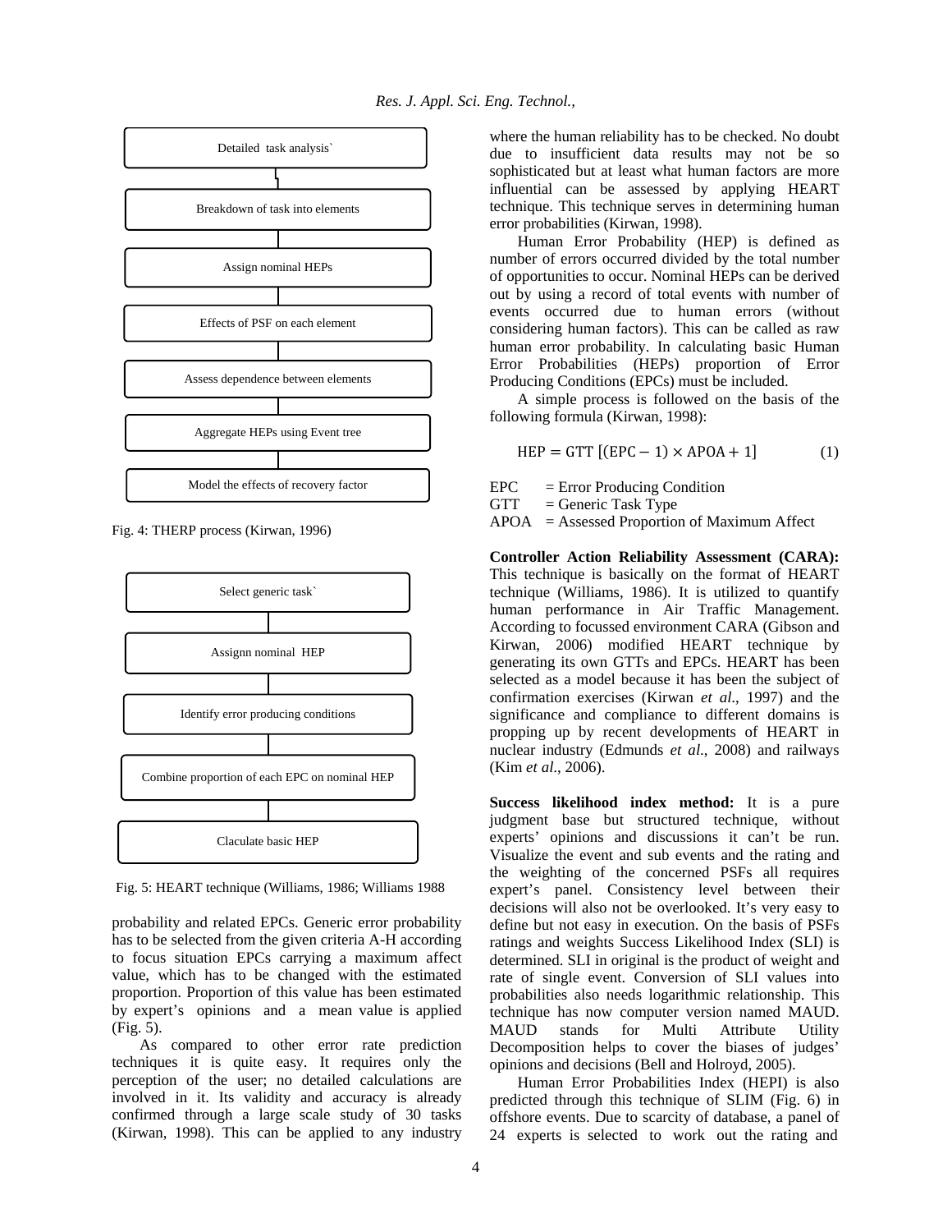Detailed task analysis`

Breakdown of task into elements

Assign nominal HEPs

Effects of PSF on each element

Assess dependence between elements

Aggregate HEPs using Event tree

Model the effects of recovery factor

Fig. 4: THERP process (Kirwan, 1996)

Select generic task`

Assignn nominal HEP

Identify error producing conditions

Combine proportion of each EPC on nominal HEP

Claculate basic HEP

Fig. 5: HEART technique (Williams, 1986; Williams 1988

probability and related EPCs. Generic error probability has to be selected from the given criteria A-H according to focus situation EPCs carrying a maximum affect value, which has to be changed with the estimated proportion. Proportion of this value has been estimated by expert's opinions and a mean value is applied (Fig. 5).

As compared to other error rate prediction techniques it is quite easy. It requires only the perception of the user; no detailed calculations are involved in it. Its validity and accuracy is already confirmed through a large scale study of 30 tasks (Kirwan, 1998). This can be applied to any industry where the human reliability has to be checked. No doubt due to insufficient data results may not be so sophisticated but at least what human factors are more influential can be assessed by applying HEART technique. This technique serves in determining human error probabilities (Kirwan, 1998).

Human Error Probability (HEP) is defined as number of errors occurred divided by the total number of opportunities to occur. Nominal HEPs can be derived out by using a record of total events with number of events occurred due to human errors (without considering human factors). This can be called as raw human error probability. In calculating basic Human Error Probabilities (HEPs) proportion of Error Producing Conditions (EPCs) must be included.

A simple process is followed on the basis of the following formula (Kirwan, 1998):

$$\text{HEP} = \text{GTT}\ [(\text{EPC} - 1) \times \text{APOA} + 1] \qquad (1)$$

EPC = Error Producing Condition
GTT = Generic Task Type
APOA = Assessed Proportion of Maximum Affect

**Controller Action Reliability Assessment (CARA):** This technique is basically on the format of HEART technique (Williams, 1986). It is utilized to quantify human performance in Air Traffic Management. According to focussed environment CARA (Gibson and Kirwan, 2006) modified HEART technique by generating its own GTTs and EPCs. HEART has been selected as a model because it has been the subject of confirmation exercises (Kirwan *et al*., 1997) and the significance and compliance to different domains is propping up by recent developments of HEART in nuclear industry (Edmunds *et al*., 2008) and railways (Kim *et al*., 2006).

**Success likelihood index method:** It is a pure judgment base but structured technique, without experts' opinions and discussions it can't be run. Visualize the event and sub events and the rating and the weighting of the concerned PSFs all requires expert's panel. Consistency level between their decisions will also not be overlooked. It's very easy to define but not easy in execution. On the basis of PSFs ratings and weights Success Likelihood Index (SLI) is determined. SLI in original is the product of weight and rate of single event. Conversion of SLI values into probabilities also needs logarithmic relationship. This technique has now computer version named MAUD. MAUD stands for Multi Attribute Utility Decomposition helps to cover the biases of judges' opinions and decisions (Bell and Holroyd, 2005).

Human Error Probabilities Index (HEPI) is also predicted through this technique of SLIM (Fig. 6) in offshore events. Due to scarcity of database, a panel of 24 experts is selected to work out the rating and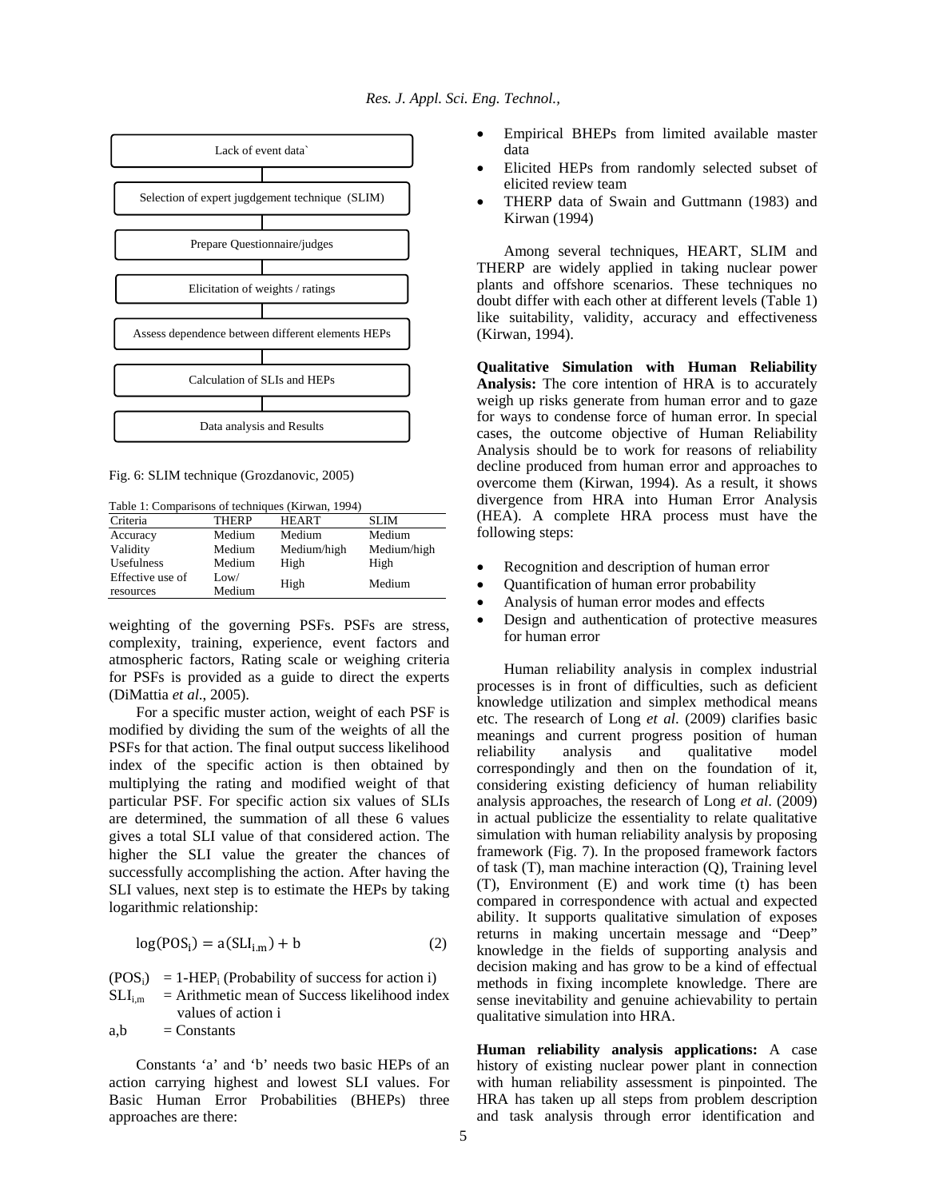Lack of event data`

Selection of expert jugdgement technique (SLIM)

Prepare Questionnaire/judges

Elicitation of weights / ratings

Assess dependence between different elements HEPs

Calculation of SLIs and HEPs

Data analysis and Results

Fig. 6: SLIM technique (Grozdanovic, 2005)

Table 1: Comparisons of techniques (Kirwan, 1994)

| Criteria | THERP | HEART | SLIM |
|---|---|---|---|
| Accuracy | Medium | Medium | Medium |
| Validity | Medium | Medium/high | Medium/high |
| Usefulness | Medium | High | High |
| Effective use of resources | Low/ Medium | High | Medium |

weighting of the governing PSFs. PSFs are stress, complexity, training, experience, event factors and atmospheric factors, Rating scale or weighing criteria for PSFs is provided as a guide to direct the experts (DiMattia *et al*., 2005).

For a specific muster action, weight of each PSF is modified by dividing the sum of the weights of all the PSFs for that action. The final output success likelihood index of the specific action is then obtained by multiplying the rating and modified weight of that particular PSF. For specific action six values of SLIs are determined, the summation of all these 6 values gives a total SLI value of that considered action. The higher the SLI value the greater the chances of successfully accomplishing the action. After having the SLI values, next step is to estimate the HEPs by taking logarithmic relationship:

$$\log(\mathrm{POS_i}) = \mathrm{a}(\mathrm{SLI_{i.m}}) + \mathrm{b} \tag{2}$$

$(POS_i)$ = $1-HEP_i$ (Probability of success for action i)
$SLI_{i,m}$ = Arithmetic mean of Success likelihood index values of action i
a,b = Constants

Constants 'a' and 'b' needs two basic HEPs of an action carrying highest and lowest SLI values. For Basic Human Error Probabilities (BHEPs) three approaches are there:

- Empirical BHEPs from limited available master data
- Elicited HEPs from randomly selected subset of elicited review team
- THERP data of Swain and Guttmann (1983) and Kirwan (1994)

Among several techniques, HEART, SLIM and THERP are widely applied in taking nuclear power plants and offshore scenarios. These techniques no doubt differ with each other at different levels (Table 1) like suitability, validity, accuracy and effectiveness (Kirwan, 1994).

**Qualitative Simulation with Human Reliability Analysis:** The core intention of HRA is to accurately weigh up risks generate from human error and to gaze for ways to condense force of human error. In special cases, the outcome objective of Human Reliability Analysis should be to work for reasons of reliability decline produced from human error and approaches to overcome them (Kirwan, 1994). As a result, it shows divergence from HRA into Human Error Analysis (HEA). A complete HRA process must have the following steps:

- Recognition and description of human error
- Quantification of human error probability
- Analysis of human error modes and effects
- Design and authentication of protective measures for human error

Human reliability analysis in complex industrial processes is in front of difficulties, such as deficient knowledge utilization and simplex methodical means etc. The research of Long *et al*. (2009) clarifies basic meanings and current progress position of human reliability analysis and qualitative model correspondingly and then on the foundation of it, considering existing deficiency of human reliability analysis approaches, the research of Long *et al*. (2009) in actual publicize the essentiality to relate qualitative simulation with human reliability analysis by proposing framework (Fig. 7). In the proposed framework factors of task (T), man machine interaction (Q), Training level (T), Environment (E) and work time (t) has been compared in correspondence with actual and expected ability. It supports qualitative simulation of exposes returns in making uncertain message and "Deep" knowledge in the fields of supporting analysis and decision making and has grow to be a kind of effectual methods in fixing incomplete knowledge. There are sense inevitability and genuine achievability to pertain qualitative simulation into HRA.

**Human reliability analysis applications:** A case history of existing nuclear power plant in connection with human reliability assessment is pinpointed. The HRA has taken up all steps from problem description and task analysis through error identification and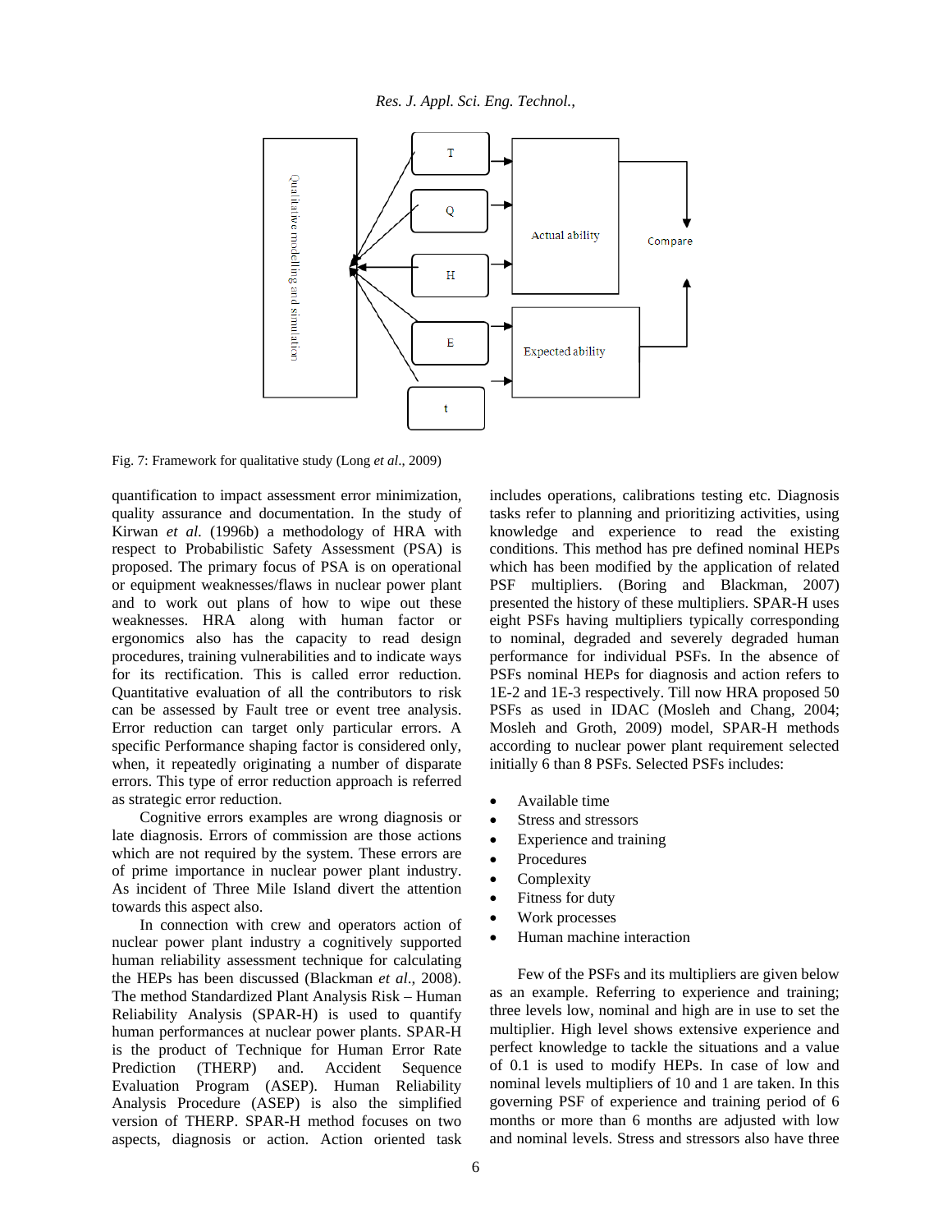Fig. 7: Framework for qualitative study (Long *et al*., 2009)

quantification to impact assessment error minimization, quality assurance and documentation. In the study of Kirwan *et al.* (1996b) a methodology of HRA with respect to Probabilistic Safety Assessment (PSA) is proposed. The primary focus of PSA is on operational or equipment weaknesses/flaws in nuclear power plant and to work out plans of how to wipe out these weaknesses. HRA along with human factor or ergonomics also has the capacity to read design procedures, training vulnerabilities and to indicate ways for its rectification. This is called error reduction. Quantitative evaluation of all the contributors to risk can be assessed by Fault tree or event tree analysis. Error reduction can target only particular errors. A specific Performance shaping factor is considered only, when, it repeatedly originating a number of disparate errors. This type of error reduction approach is referred as strategic error reduction.

Cognitive errors examples are wrong diagnosis or late diagnosis. Errors of commission are those actions which are not required by the system. These errors are of prime importance in nuclear power plant industry. As incident of Three Mile Island divert the attention towards this aspect also.

In connection with crew and operators action of nuclear power plant industry a cognitively supported human reliability assessment technique for calculating the HEPs has been discussed (Blackman *et al*., 2008). The method Standardized Plant Analysis Risk – Human Reliability Analysis (SPAR-H) is used to quantify human performances at nuclear power plants. SPAR-H is the product of Technique for Human Error Rate Prediction (THERP) and. Accident Sequence Evaluation Program (ASEP). Human Reliability Analysis Procedure (ASEP) is also the simplified version of THERP. SPAR-H method focuses on two aspects, diagnosis or action. Action oriented task includes operations, calibrations testing etc. Diagnosis tasks refer to planning and prioritizing activities, using knowledge and experience to read the existing conditions. This method has pre defined nominal HEPs which has been modified by the application of related PSF multipliers. (Boring and Blackman, 2007) presented the history of these multipliers. SPAR-H uses eight PSFs having multipliers typically corresponding to nominal, degraded and severely degraded human performance for individual PSFs. In the absence of PSFs nominal HEPs for diagnosis and action refers to 1E-2 and 1E-3 respectively. Till now HRA proposed 50 PSFs as used in IDAC (Mosleh and Chang, 2004; Mosleh and Groth, 2009) model, SPAR-H methods according to nuclear power plant requirement selected initially 6 than 8 PSFs. Selected PSFs includes:

- Available time
- Stress and stressors
- Experience and training
- Procedures
- Complexity
- Fitness for duty
- Work processes
- Human machine interaction

Few of the PSFs and its multipliers are given below as an example. Referring to experience and training; three levels low, nominal and high are in use to set the multiplier. High level shows extensive experience and perfect knowledge to tackle the situations and a value of 0.1 is used to modify HEPs. In case of low and nominal levels multipliers of 10 and 1 are taken. In this governing PSF of experience and training period of 6 months or more than 6 months are adjusted with low and nominal levels. Stress and stressors also have three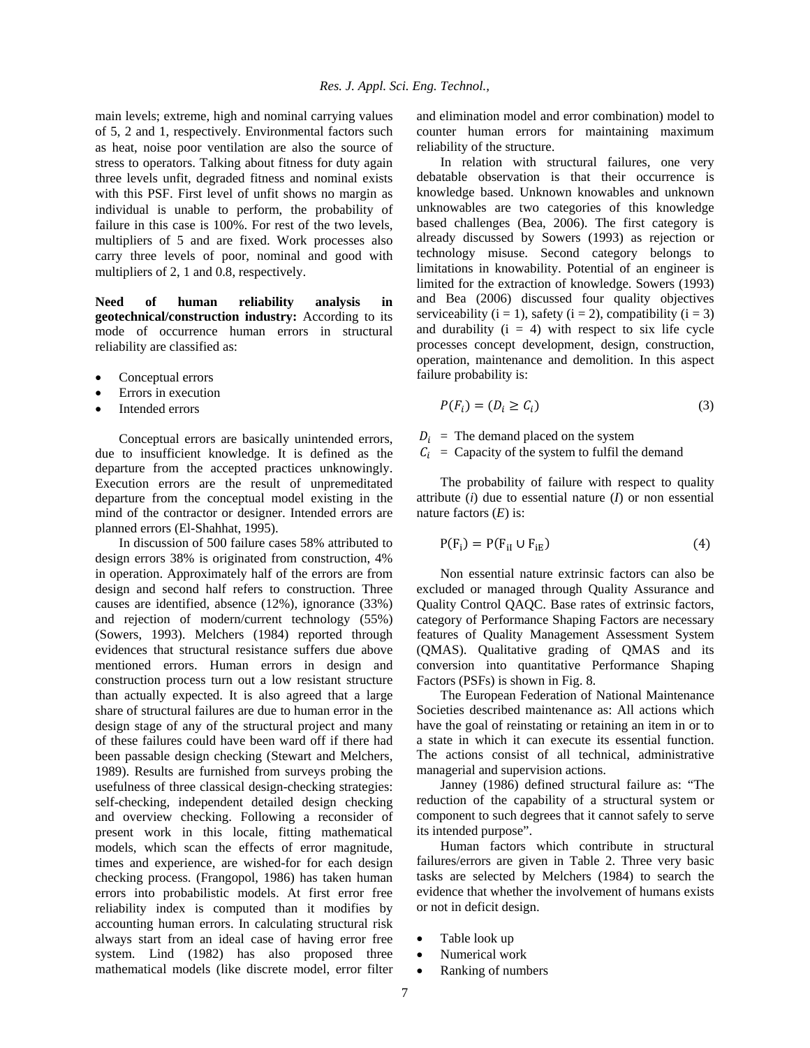main levels; extreme, high and nominal carrying values of 5, 2 and 1, respectively. Environmental factors such as heat, noise poor ventilation are also the source of stress to operators. Talking about fitness for duty again three levels unfit, degraded fitness and nominal exists with this PSF. First level of unfit shows no margin as individual is unable to perform, the probability of failure in this case is 100%. For rest of the two levels, multipliers of 5 and are fixed. Work processes also carry three levels of poor, nominal and good with multipliers of 2, 1 and 0.8, respectively.

**Need of human reliability analysis in geotechnical/construction industry:** According to its mode of occurrence human errors in structural reliability are classified as:

- Conceptual errors
- Errors in execution
- Intended errors

Conceptual errors are basically unintended errors, due to insufficient knowledge. It is defined as the departure from the accepted practices unknowingly. Execution errors are the result of unpremeditated departure from the conceptual model existing in the mind of the contractor or designer. Intended errors are planned errors (El-Shahhat, 1995).

In discussion of 500 failure cases 58% attributed to design errors 38% is originated from construction, 4% in operation. Approximately half of the errors are from design and second half refers to construction. Three causes are identified, absence (12%), ignorance (33%) and rejection of modern/current technology (55%) (Sowers, 1993). Melchers (1984) reported through evidences that structural resistance suffers due above mentioned errors. Human errors in design and construction process turn out a low resistant structure than actually expected. It is also agreed that a large share of structural failures are due to human error in the design stage of any of the structural project and many of these failures could have been ward off if there had been passable design checking (Stewart and Melchers, 1989). Results are furnished from surveys probing the usefulness of three classical design-checking strategies: self-checking, independent detailed design checking and overview checking. Following a reconsider of present work in this locale, fitting mathematical models, which scan the effects of error magnitude, times and experience, are wished-for for each design checking process. (Frangopol, 1986) has taken human errors into probabilistic models. At first error free reliability index is computed than it modifies by accounting human errors. In calculating structural risk always start from an ideal case of having error free system. Lind (1982) has also proposed three mathematical models (like discrete model, error filter and elimination model and error combination) model to counter human errors for maintaining maximum reliability of the structure.

In relation with structural failures, one very debatable observation is that their occurrence is knowledge based. Unknown knowables and unknown unknowables are two categories of this knowledge based challenges (Bea, 2006). The first category is already discussed by Sowers (1993) as rejection or technology misuse. Second category belongs to limitations in knowability. Potential of an engineer is limited for the extraction of knowledge. Sowers (1993) and Bea (2006) discussed four quality objectives serviceability (i = 1), safety (i = 2), compatibility (i = 3) and durability (i = 4) with respect to six life cycle processes concept development, design, construction, operation, maintenance and demolition. In this aspect failure probability is:

$$P(F_i) = (D_i \geq C_i) \tag{3}$$

$D_i$ = The demand placed on the system
$C_i$ = Capacity of the system to fulfil the demand

The probability of failure with respect to quality attribute (*i*) due to essential nature (*I*) or non essential nature factors (*E*) is:

$$\mathrm{P(F_i) = P(F_{iI} \cup F_{iE})} \tag{4}$$

Non essential nature extrinsic factors can also be excluded or managed through Quality Assurance and Quality Control QAQC. Base rates of extrinsic factors, category of Performance Shaping Factors are necessary features of Quality Management Assessment System (QMAS). Qualitative grading of QMAS and its conversion into quantitative Performance Shaping Factors (PSFs) is shown in Fig. 8.

The European Federation of National Maintenance Societies described maintenance as: All actions which have the goal of reinstating or retaining an item in or to a state in which it can execute its essential function. The actions consist of all technical, administrative managerial and supervision actions.

Janney (1986) defined structural failure as: "The reduction of the capability of a structural system or component to such degrees that it cannot safely to serve its intended purpose".

Human factors which contribute in structural failures/errors are given in Table 2. Three very basic tasks are selected by Melchers (1984) to search the evidence that whether the involvement of humans exists or not in deficit design.

- Table look up
- Numerical work
- Ranking of numbers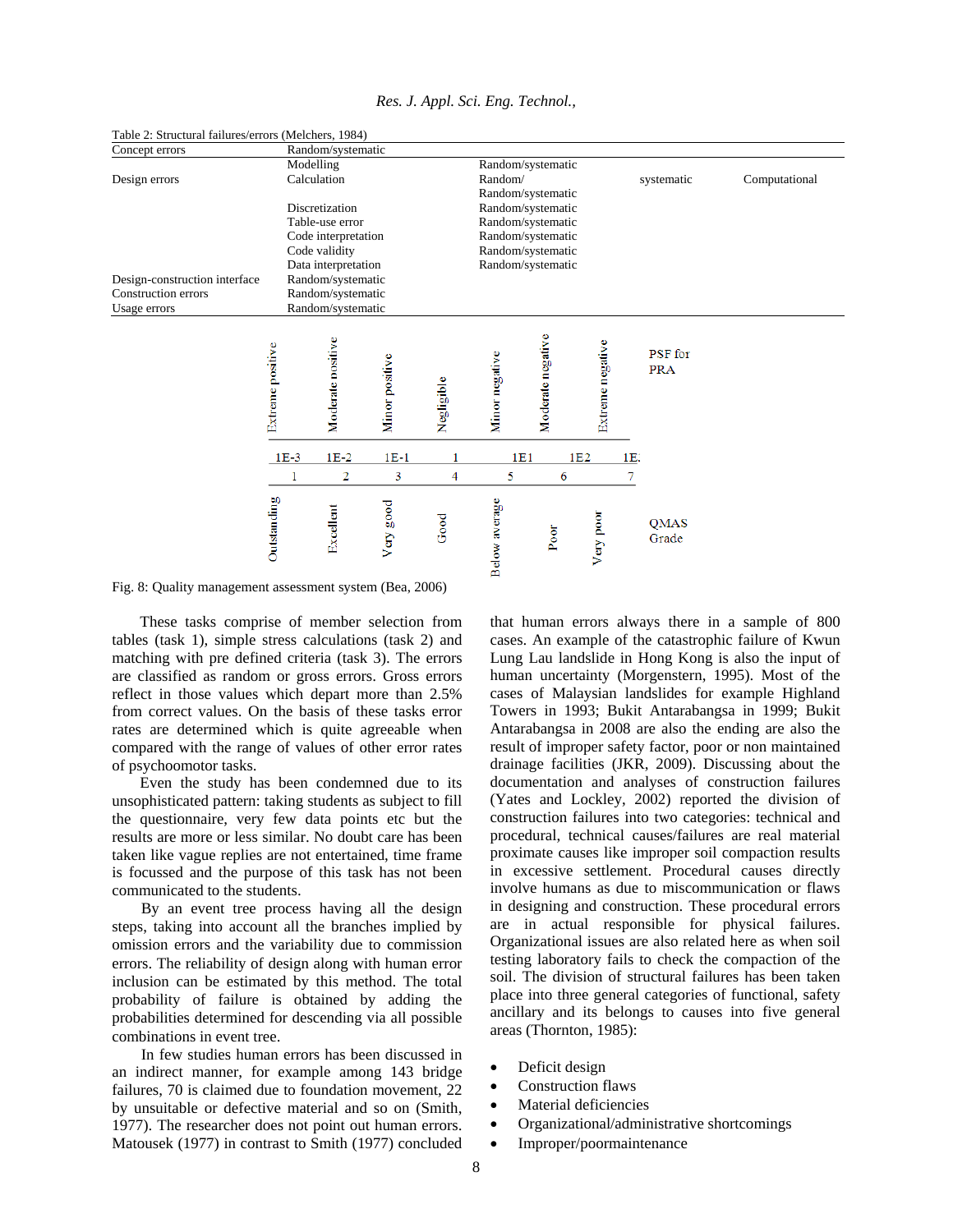Table 2: Structural failures/errors (Melchers, 1984)

| | | | | |
|---|---|---|---|---|
| Concept errors | Random/systematic | | | |
| | Modelling | Random/systematic | | |
| Design errors | Calculation | Random/ | systematic | Computational |
| | | Random/systematic | | |
| | Discretization | Random/systematic | | |
| | Table-use error | Random/systematic | | |
| | Code interpretation | Random/systematic | | |
| | Code validity | Random/systematic | | |
| | Data interpretation | Random/systematic | | |
| Design-construction interface | Random/systematic | | | |
| Construction errors | Random/systematic | | | |
| Usage errors | Random/systematic | | | |

| PSF for PRA | Extreme positive | Moderate positive | Minor positive | Negligible | Minor negative | Moderate negative | Extreme negative |
|---|---|---|---|---|---|---|---|
| | 1E-3 | 1E-2 | 1E-1 | 1 | 1E1 | 1E2 | 1E. |
| | 1 | 2 | 3 | 4 | 5 | 6 | 7 |
| QMAS Grade | Outstanding | Excellent | Very good | Good | Below average | Poor | Very poor |

Fig. 8: Quality management assessment system (Bea, 2006)

These tasks comprise of member selection from tables (task 1), simple stress calculations (task 2) and matching with pre defined criteria (task 3). The errors are classified as random or gross errors. Gross errors reflect in those values which depart more than 2.5% from correct values. On the basis of these tasks error rates are determined which is quite agreeable when compared with the range of values of other error rates of psychoomotor tasks.

Even the study has been condemned due to its unsophisticated pattern: taking students as subject to fill the questionnaire, very few data points etc but the results are more or less similar. No doubt care has been taken like vague replies are not entertained, time frame is focussed and the purpose of this task has not been communicated to the students.

By an event tree process having all the design steps, taking into account all the branches implied by omission errors and the variability due to commission errors. The reliability of design along with human error inclusion can be estimated by this method. The total probability of failure is obtained by adding the probabilities determined for descending via all possible combinations in event tree.

In few studies human errors has been discussed in an indirect manner, for example among 143 bridge failures, 70 is claimed due to foundation movement, 22 by unsuitable or defective material and so on (Smith, 1977). The researcher does not point out human errors. Matousek (1977) in contrast to Smith (1977) concluded that human errors always there in a sample of 800 cases. An example of the catastrophic failure of Kwun Lung Lau landslide in Hong Kong is also the input of human uncertainty (Morgenstern, 1995). Most of the cases of Malaysian landslides for example Highland Towers in 1993; Bukit Antarabangsa in 1999; Bukit Antarabangsa in 2008 are also the ending are also the result of improper safety factor, poor or non maintained drainage facilities (JKR, 2009). Discussing about the documentation and analyses of construction failures (Yates and Lockley, 2002) reported the division of construction failures into two categories: technical and procedural, technical causes/failures are real material proximate causes like improper soil compaction results in excessive settlement. Procedural causes directly involve humans as due to miscommunication or flaws in designing and construction. These procedural errors are in actual responsible for physical failures. Organizational issues are also related here as when soil testing laboratory fails to check the compaction of the soil. The division of structural failures has been taken place into three general categories of functional, safety ancillary and its belongs to causes into five general areas (Thornton, 1985):

- Deficit design
- Construction flaws
- Material deficiencies
- Organizational/administrative shortcomings
- Improper/poormaintenance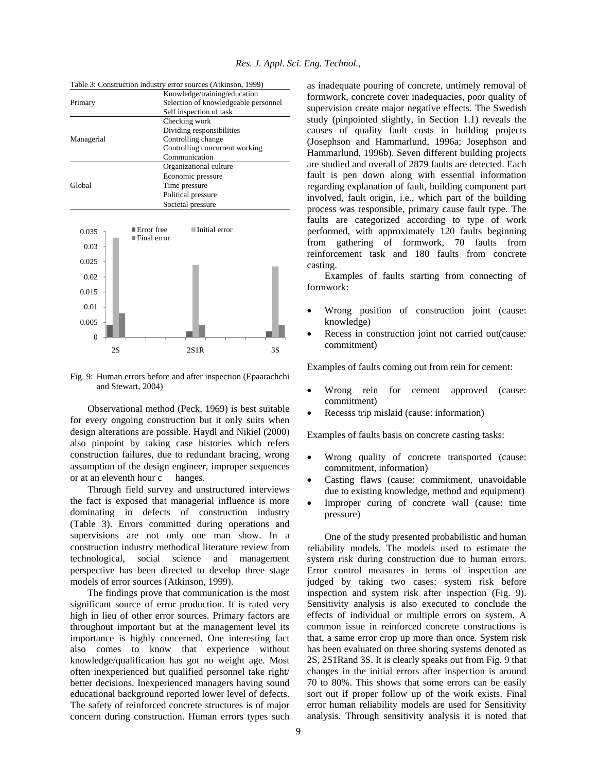Table 3: Construction industry error sources (Atkinson, 1999)

| | |
|---|---|
| Primary | Knowledge/training/education |
| | Selection of knowledgeable personnel |
| | Self inspection of task |
| Managerial | Checking work |
| | Dividing responsibilities |
| | Controlling change |
| | Controlling concurrent working |
| | Communication |
| Global | Organizational culture |
| | Economic pressure |
| | Time pressure |
| | Political pressure |
| | Societal pressure |

Fig. 9: Human errors before and after inspection (Epaarachchi and Stewart, 2004)

Observational method (Peck, 1969) is best suitable for every ongoing construction but it only suits when design alterations are possible. Haydl and Nikiel (2000) also pinpoint by taking case histories which refers construction failures, due to redundant bracing, wrong assumption of the design engineer, improper sequences or at an eleventh hour c hanges.

Through field survey and unstructured interviews the fact is exposed that managerial influence is more dominating in defects of construction industry (Table 3). Errors committed during operations and supervisions are not only one man show. In a construction industry methodical literature review from technological, social science and management perspective has been directed to develop three stage models of error sources (Atkinson, 1999).

The findings prove that communication is the most significant source of error production. It is rated very high in lieu of other error sources. Primary factors are throughout important but at the management level its importance is highly concerned. One interesting fact also comes to know that experience without knowledge/qualification has got no weight age. Most often inexperienced but qualified personnel take right/ better decisions. Inexperienced managers having sound educational background reported lower level of defects. The safety of reinforced concrete structures is of major concern during construction. Human errors types such as inadequate pouring of concrete, untimely removal of formwork, concrete cover inadequacies, poor quality of supervision create major negative effects. The Swedish study (pinpointed slightly, in Section 1.1) reveals the causes of quality fault costs in building projects (Josephson and Hammarlund, 1996a; Josephson and Hammarlund, 1996b). Seven different building projects are studied and overall of 2879 faults are detected. Each fault is pen down along with essential information regarding explanation of fault, building component part involved, fault origin, i.e., which part of the building process was responsible, primary cause fault type. The faults are categorized according to type of work performed, with approximately 120 faults beginning from gathering of formwork, 70 faults from reinforcement task and 180 faults from concrete casting.

Examples of faults starting from connecting of formwork:

- Wrong position of construction joint (cause: knowledge)
- Recess in construction joint not carried out(cause: commitment)

Examples of faults coming out from rein for cement:

- Wrong rein for cement approved (cause: commitment)
- Recesss trip mislaid (cause: information)

Examples of faults basis on concrete casting tasks:

- Wrong quality of concrete transported (cause: commitment, information)
- Casting flaws (cause: commitment, unavoidable due to existing knowledge, method and equipment)
- Improper curing of concrete wall (cause: time pressure)

One of the study presented probabilistic and human reliability models. The models used to estimate the system risk during construction due to human errors. Error control measures in terms of inspection are judged by taking two cases: system risk before inspection and system risk after inspection (Fig. 9). Sensitivity analysis is also executed to conclude the effects of individual or multiple errors on system. A common issue in reinforced concrete constructions is that, a same error crop up more than once. System risk has been evaluated on three shoring systems denoted as 2S, 2S1Rand 3S. It is clearly speaks out from Fig. 9 that changes in the initial errors after inspection is around 70 to 80%. This shows that some errors can be easily sort out if proper follow up of the work exists. Final error human reliability models are used for Sensitivity analysis. Through sensitivity analysis it is noted that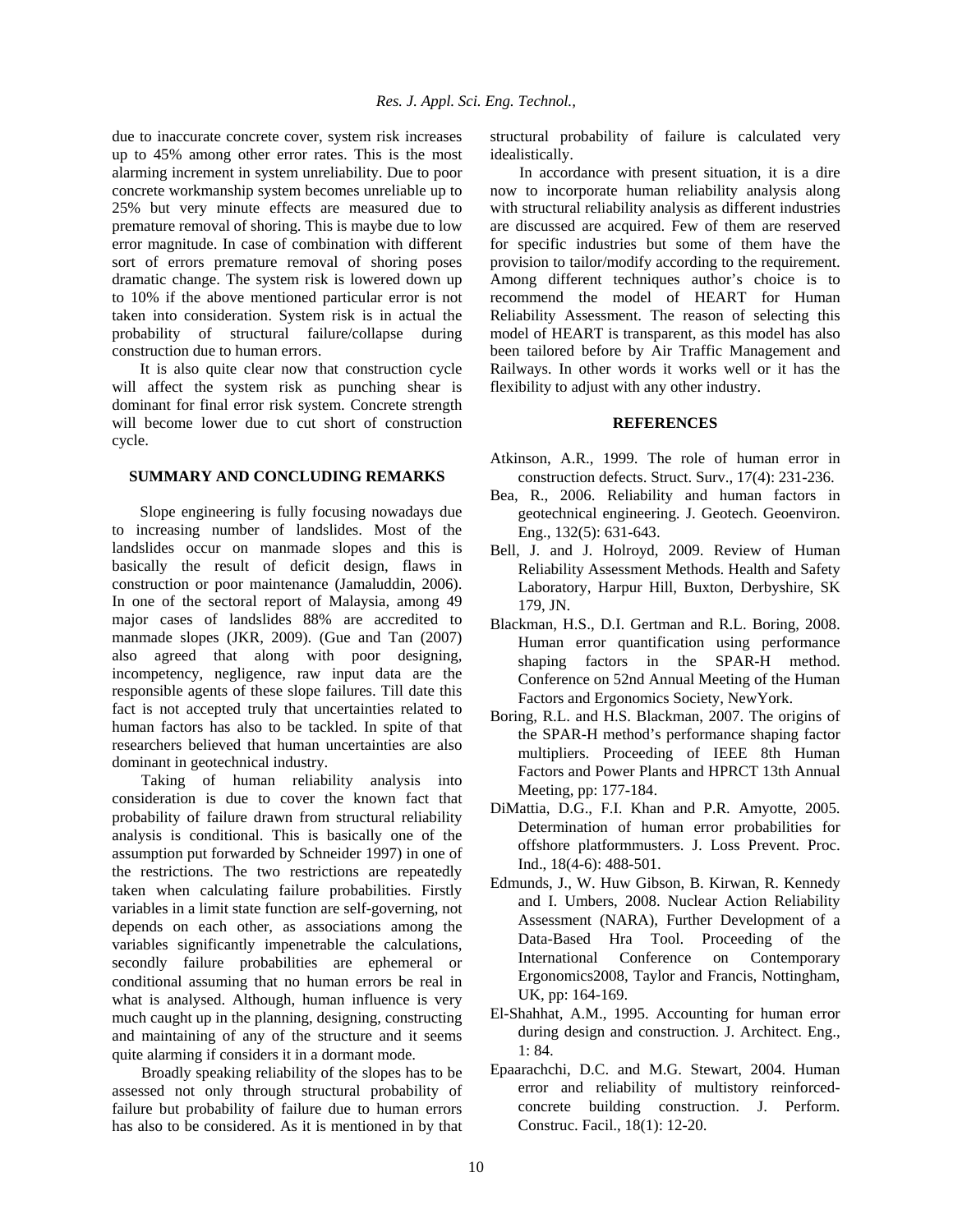due to inaccurate concrete cover, system risk increases up to 45% among other error rates. This is the most alarming increment in system unreliability. Due to poor concrete workmanship system becomes unreliable up to 25% but very minute effects are measured due to premature removal of shoring. This is maybe due to low error magnitude. In case of combination with different sort of errors premature removal of shoring poses dramatic change. The system risk is lowered down up to 10% if the above mentioned particular error is not taken into consideration. System risk is in actual the probability of structural failure/collapse during construction due to human errors.

It is also quite clear now that construction cycle will affect the system risk as punching shear is dominant for final error risk system. Concrete strength will become lower due to cut short of construction cycle.

## SUMMARY AND CONCLUDING REMARKS

Slope engineering is fully focusing nowadays due to increasing number of landslides. Most of the landslides occur on manmade slopes and this is basically the result of deficit design, flaws in construction or poor maintenance (Jamaluddin, 2006). In one of the sectoral report of Malaysia, among 49 major cases of landslides 88% are accredited to manmade slopes (JKR, 2009). (Gue and Tan (2007) also agreed that along with poor designing, incompetency, negligence, raw input data are the responsible agents of these slope failures. Till date this fact is not accepted truly that uncertainties related to human factors has also to be tackled. In spite of that researchers believed that human uncertainties are also dominant in geotechnical industry.

Taking of human reliability analysis into consideration is due to cover the known fact that probability of failure drawn from structural reliability analysis is conditional. This is basically one of the assumption put forwarded by Schneider 1997) in one of the restrictions. The two restrictions are repeatedly taken when calculating failure probabilities. Firstly variables in a limit state function are self-governing, not depends on each other, as associations among the variables significantly impenetrable the calculations, secondly failure probabilities are ephemeral or conditional assuming that no human errors be real in what is analysed. Although, human influence is very much caught up in the planning, designing, constructing and maintaining of any of the structure and it seems quite alarming if considers it in a dormant mode.

Broadly speaking reliability of the slopes has to be assessed not only through structural probability of failure but probability of failure due to human errors has also to be considered. As it is mentioned in by that structural probability of failure is calculated very idealistically.

In accordance with present situation, it is a dire now to incorporate human reliability analysis along with structural reliability analysis as different industries are discussed are acquired. Few of them are reserved for specific industries but some of them have the provision to tailor/modify according to the requirement. Among different techniques author's choice is to recommend the model of HEART for Human Reliability Assessment. The reason of selecting this model of HEART is transparent, as this model has also been tailored before by Air Traffic Management and Railways. In other words it works well or it has the flexibility to adjust with any other industry.

## REFERENCES

Atkinson, A.R., 1999. The role of human error in construction defects. Struct. Surv., 17(4): 231-236.

Bea, R., 2006. Reliability and human factors in geotechnical engineering. J. Geotech. Geoenviron. Eng., 132(5): 631-643.

Bell, J. and J. Holroyd, 2009. Review of Human Reliability Assessment Methods. Health and Safety Laboratory, Harpur Hill, Buxton, Derbyshire, SK 179, JN.

Blackman, H.S., D.I. Gertman and R.L. Boring, 2008. Human error quantification using performance shaping factors in the SPAR-H method. Conference on 52nd Annual Meeting of the Human Factors and Ergonomics Society, NewYork.

Boring, R.L. and H.S. Blackman, 2007. The origins of the SPAR-H method's performance shaping factor multipliers. Proceeding of IEEE 8th Human Factors and Power Plants and HPRCT 13th Annual Meeting, pp: 177-184.

DiMattia, D.G., F.I. Khan and P.R. Amyotte, 2005. Determination of human error probabilities for offshore platformmusters. J. Loss Prevent. Proc. Ind., 18(4-6): 488-501.

Edmunds, J., W. Huw Gibson, B. Kirwan, R. Kennedy and I. Umbers, 2008. Nuclear Action Reliability Assessment (NARA), Further Development of a Data-Based Hra Tool. Proceeding of the International Conference on Contemporary Ergonomics2008, Taylor and Francis, Nottingham, UK, pp: 164-169.

El-Shahhat, A.M., 1995. Accounting for human error during design and construction. J. Architect. Eng., 1: 84.

Epaarachchi, D.C. and M.G. Stewart, 2004. Human error and reliability of multistory reinforced-concrete building construction. J. Perform. Construc. Facil., 18(1): 12-20.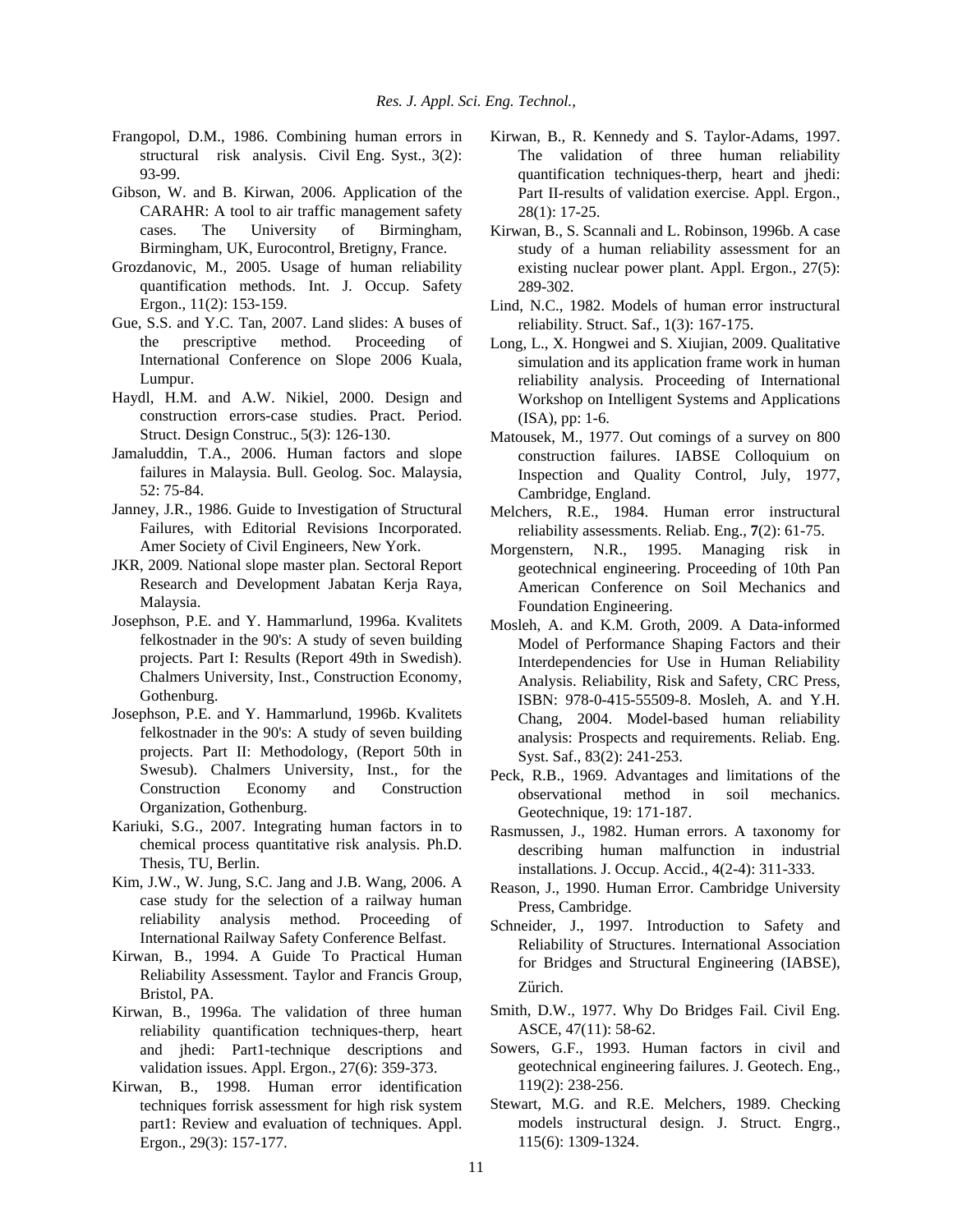Frangopol, D.M., 1986. Combining human errors in structural risk analysis. Civil Eng. Syst., 3(2): 93-99.

Gibson, W. and B. Kirwan, 2006. Application of the CARAHR: A tool to air traffic management safety cases. The University of Birmingham, Birmingham, UK, Eurocontrol, Bretigny, France.

Grozdanovic, M., 2005. Usage of human reliability quantification methods. Int. J. Occup. Safety Ergon., 11(2): 153-159.

Gue, S.S. and Y.C. Tan, 2007. Land slides: A buses of the prescriptive method. Proceeding of International Conference on Slope 2006 Kuala, Lumpur.

Haydl, H.M. and A.W. Nikiel, 2000. Design and construction errors-case studies. Pract. Period. Struct. Design Construc., 5(3): 126-130.

Jamaluddin, T.A., 2006. Human factors and slope failures in Malaysia. Bull. Geolog. Soc. Malaysia, 52: 75-84.

Janney, J.R., 1986. Guide to Investigation of Structural Failures, with Editorial Revisions Incorporated. Amer Society of Civil Engineers, New York.

JKR, 2009. National slope master plan. Sectoral Report Research and Development Jabatan Kerja Raya, Malaysia.

Josephson, P.E. and Y. Hammarlund, 1996a. Kvalitets felkostnader in the 90's: A study of seven building projects. Part I: Results (Report 49th in Swedish). Chalmers University, Inst., Construction Economy, Gothenburg.

Josephson, P.E. and Y. Hammarlund, 1996b. Kvalitets felkostnader in the 90's: A study of seven building projects. Part II: Methodology, (Report 50th in Swesub). Chalmers University, Inst., for the Construction Economy and Construction Organization, Gothenburg.

Kariuki, S.G., 2007. Integrating human factors in to chemical process quantitative risk analysis. Ph.D. Thesis, TU, Berlin.

Kim, J.W., W. Jung, S.C. Jang and J.B. Wang, 2006. A case study for the selection of a railway human reliability analysis method. Proceeding of International Railway Safety Conference Belfast.

Kirwan, B., 1994. A Guide To Practical Human Reliability Assessment. Taylor and Francis Group, Bristol, PA.

Kirwan, B., 1996a. The validation of three human reliability quantification techniques-therp, heart and jhedi: Part1-technique descriptions and validation issues. Appl. Ergon., 27(6): 359-373.

Kirwan, B., 1998. Human error identification techniques forrisk assessment for high risk system part1: Review and evaluation of techniques. Appl. Ergon., 29(3): 157-177.

Kirwan, B., R. Kennedy and S. Taylor-Adams, 1997. The validation of three human reliability quantification techniques-therp, heart and jhedi: Part II-results of validation exercise. Appl. Ergon., 28(1): 17-25.

Kirwan, B., S. Scannali and L. Robinson, 1996b. A case study of a human reliability assessment for an existing nuclear power plant. Appl. Ergon., 27(5): 289-302.

Lind, N.C., 1982. Models of human error instructural reliability. Struct. Saf., 1(3): 167-175.

Long, L., X. Hongwei and S. Xiujian, 2009. Qualitative simulation and its application frame work in human reliability analysis. Proceeding of International Workshop on Intelligent Systems and Applications (ISA), pp: 1-6.

Matousek, M., 1977. Out comings of a survey on 800 construction failures. IABSE Colloquium on Inspection and Quality Control, July, 1977, Cambridge, England.

Melchers, R.E., 1984. Human error instructural reliability assessments. Reliab. Eng., **7**(2): 61-75.

Morgenstern, N.R., 1995. Managing risk in geotechnical engineering. Proceeding of 10th Pan American Conference on Soil Mechanics and Foundation Engineering.

Mosleh, A. and K.M. Groth, 2009. A Data-informed Model of Performance Shaping Factors and their Interdependencies for Use in Human Reliability Analysis. Reliability, Risk and Safety, CRC Press, ISBN: 978-0-415-55509-8. Mosleh, A. and Y.H. Chang, 2004. Model-based human reliability analysis: Prospects and requirements. Reliab. Eng. Syst. Saf., 83(2): 241-253.

Peck, R.B., 1969. Advantages and limitations of the observational method in soil mechanics. Geotechnique, 19: 171-187.

Rasmussen, J., 1982. Human errors. A taxonomy for describing human malfunction in industrial installations. J. Occup. Accid., 4(2-4): 311-333.

Reason, J., 1990. Human Error. Cambridge University Press, Cambridge.

Schneider, J., 1997. Introduction to Safety and Reliability of Structures. International Association for Bridges and Structural Engineering (IABSE), Zürich.

Smith, D.W., 1977. Why Do Bridges Fail. Civil Eng. ASCE, 47(11): 58-62.

Sowers, G.F., 1993. Human factors in civil and geotechnical engineering failures. J. Geotech. Eng., 119(2): 238-256.

Stewart, M.G. and R.E. Melchers, 1989. Checking models instructural design. J. Struct. Engrg., 115(6): 1309-1324.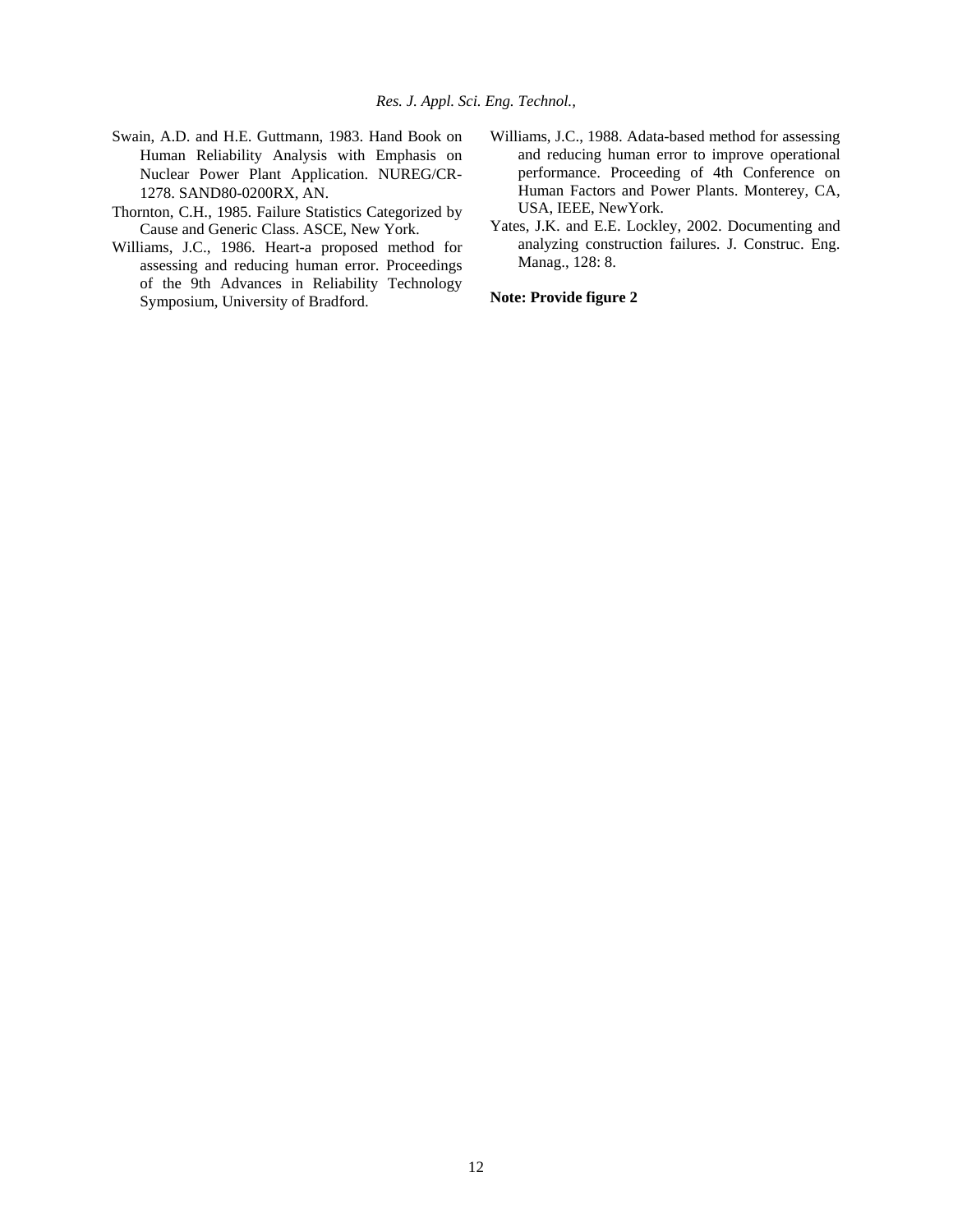Swain, A.D. and H.E. Guttmann, 1983. Hand Book on Human Reliability Analysis with Emphasis on Nuclear Power Plant Application. NUREG/CR-1278. SAND80-0200RX, AN.

Thornton, C.H., 1985. Failure Statistics Categorized by Cause and Generic Class. ASCE, New York.

Williams, J.C., 1986. Heart-a proposed method for assessing and reducing human error. Proceedings of the 9th Advances in Reliability Technology Symposium, University of Bradford.

Williams, J.C., 1988. Adata-based method for assessing and reducing human error to improve operational performance. Proceeding of 4th Conference on Human Factors and Power Plants. Monterey, CA, USA, IEEE, NewYork.

Yates, J.K. and E.E. Lockley, 2002. Documenting and analyzing construction failures. J. Construc. Eng. Manag., 128: 8.

**Note: Provide figure 2**